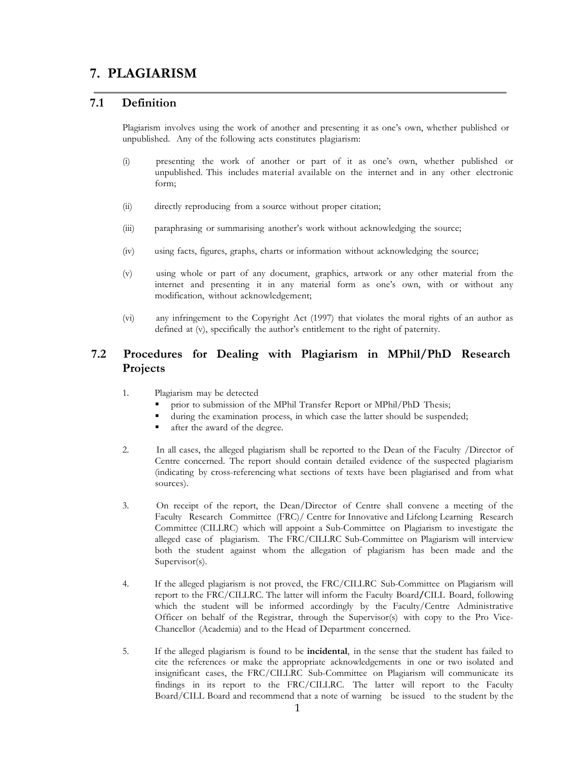# 7. PLAGIARISM

## 7.1 Definition

Plagiarism involves using the work of another and presenting it as one's own, whether published or unpublished. Any of the following acts constitutes plagiarism:

(i) presenting the work of another or part of it as one's own, whether published or unpublished. This includes material available on the internet and in any other electronic form;

(ii) directly reproducing from a source without proper citation;

(iii) paraphrasing or summarising another's work without acknowledging the source;

(iv) using facts, figures, graphs, charts or information without acknowledging the source;

(v) using whole or part of any document, graphics, artwork or any other material from the internet and presenting it in any material form as one's own, with or without any modification, without acknowledgement;

(vi) any infringement to the Copyright Act (1997) that violates the moral rights of an author as defined at (v), specifically the author's entitlement to the right of paternity.

## 7.2 Procedures for Dealing with Plagiarism in MPhil/PhD Research Projects

1. Plagiarism may be detected
   - prior to submission of the MPhil Transfer Report or MPhil/PhD Thesis;
   - during the examination process, in which case the latter should be suspended;
   - after the award of the degree.

2. In all cases, the alleged plagiarism shall be reported to the Dean of the Faculty /Director of Centre concerned. The report should contain detailed evidence of the suspected plagiarism (indicating by cross-referencing what sections of texts have been plagiarised and from what sources).

3. On receipt of the report, the Dean/Director of Centre shall convene a meeting of the Faculty Research Committee (FRC)/ Centre for Innovative and Lifelong Learning Research Committee (CILLRC) which will appoint a Sub-Committee on Plagiarism to investigate the alleged case of plagiarism. The FRC/CILLRC Sub-Committee on Plagiarism will interview both the student against whom the allegation of plagiarism has been made and the Supervisor(s).

4. If the alleged plagiarism is not proved, the FRC/CILLRC Sub-Committee on Plagiarism will report to the FRC/CILLRC. The latter will inform the Faculty Board/CILL Board, following which the student will be informed accordingly by the Faculty/Centre Administrative Officer on behalf of the Registrar, through the Supervisor(s) with copy to the Pro Vice-Chancellor (Academia) and to the Head of Department concerned.

5. If the alleged plagiarism is found to be **incidental**, in the sense that the student has failed to cite the references or make the appropriate acknowledgements in one or two isolated and insignificant cases, the FRC/CILLRC Sub-Committee on Plagiarism will communicate its findings in its report to the FRC/CILLRC. The latter will report to the Faculty Board/CILL Board and recommend that a note of warning be issued to the student by the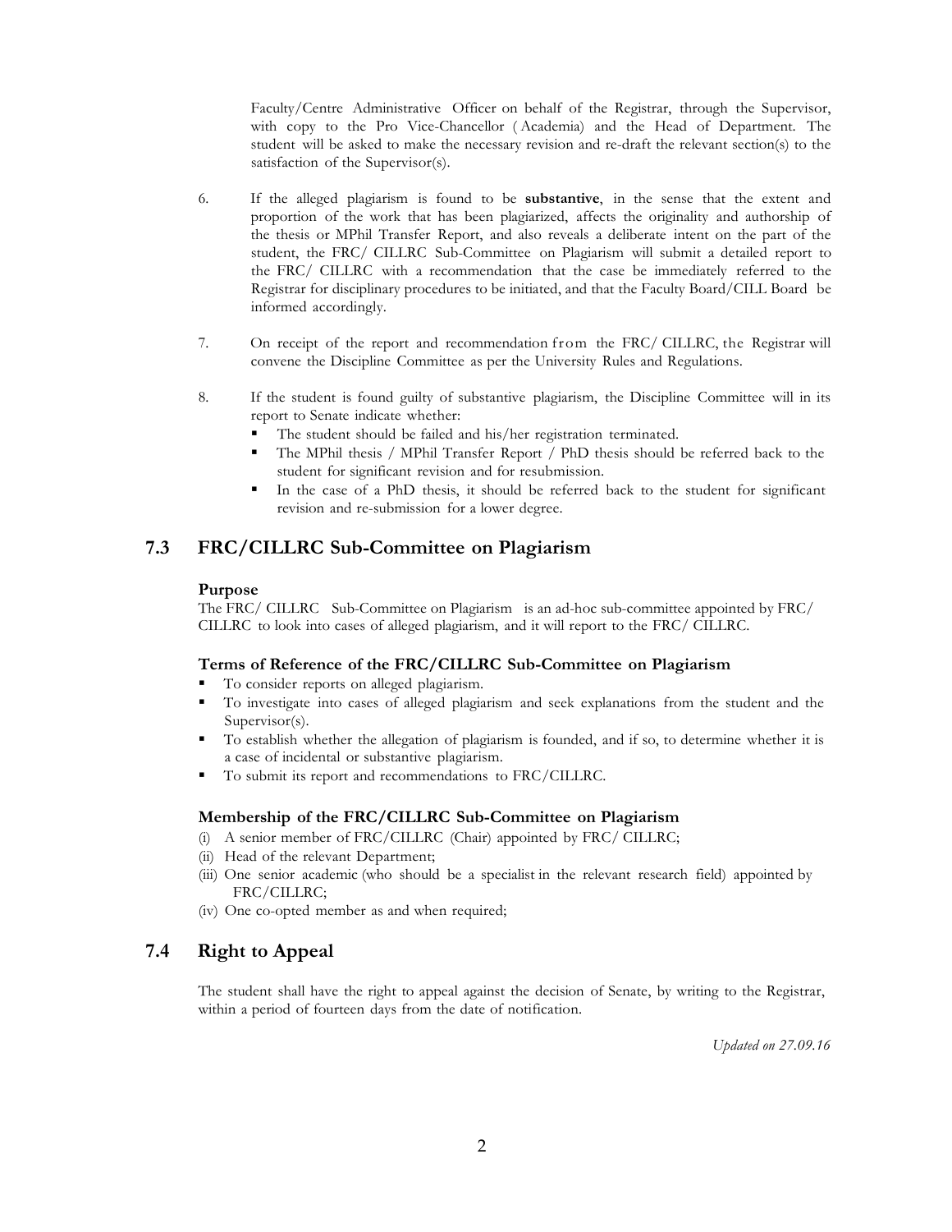Faculty/Centre Administrative Officer on behalf of the Registrar, through the Supervisor, with copy to the Pro Vice-Chancellor (Academia) and the Head of Department. The student will be asked to make the necessary revision and re-draft the relevant section(s) to the satisfaction of the Supervisor(s).

6. If the alleged plagiarism is found to be **substantive**, in the sense that the extent and proportion of the work that has been plagiarized, affects the originality and authorship of the thesis or MPhil Transfer Report, and also reveals a deliberate intent on the part of the student, the FRC/ CILLRC Sub-Committee on Plagiarism will submit a detailed report to the FRC/ CILLRC with a recommendation that the case be immediately referred to the Registrar for disciplinary procedures to be initiated, and that the Faculty Board/CILL Board be informed accordingly.

7. On receipt of the report and recommendation from the FRC/ CILLRC, the Registrar will convene the Discipline Committee as per the University Rules and Regulations.

8. If the student is found guilty of substantive plagiarism, the Discipline Committee will in its report to Senate indicate whether:
   - The student should be failed and his/her registration terminated.
   - The MPhil thesis / MPhil Transfer Report / PhD thesis should be referred back to the student for significant revision and for resubmission.
   - In the case of a PhD thesis, it should be referred back to the student for significant revision and re-submission for a lower degree.

## 7.3 FRC/CILLRC Sub-Committee on Plagiarism

**Purpose**

The FRC/ CILLRC Sub-Committee on Plagiarism is an ad-hoc sub-committee appointed by FRC/ CILLRC to look into cases of alleged plagiarism, and it will report to the FRC/ CILLRC.

**Terms of Reference of the FRC/CILLRC Sub-Committee on Plagiarism**

- To consider reports on alleged plagiarism.
- To investigate into cases of alleged plagiarism and seek explanations from the student and the Supervisor(s).
- To establish whether the allegation of plagiarism is founded, and if so, to determine whether it is a case of incidental or substantive plagiarism.
- To submit its report and recommendations to FRC/CILLRC.

**Membership of the FRC/CILLRC Sub-Committee on Plagiarism**

(i) A senior member of FRC/CILLRC (Chair) appointed by FRC/ CILLRC;
(ii) Head of the relevant Department;
(iii) One senior academic (who should be a specialist in the relevant research field) appointed by FRC/CILLRC;
(iv) One co-opted member as and when required;

## 7.4 Right to Appeal

The student shall have the right to appeal against the decision of Senate, by writing to the Registrar, within a period of fourteen days from the date of notification.

*Updated on 27.09.16*